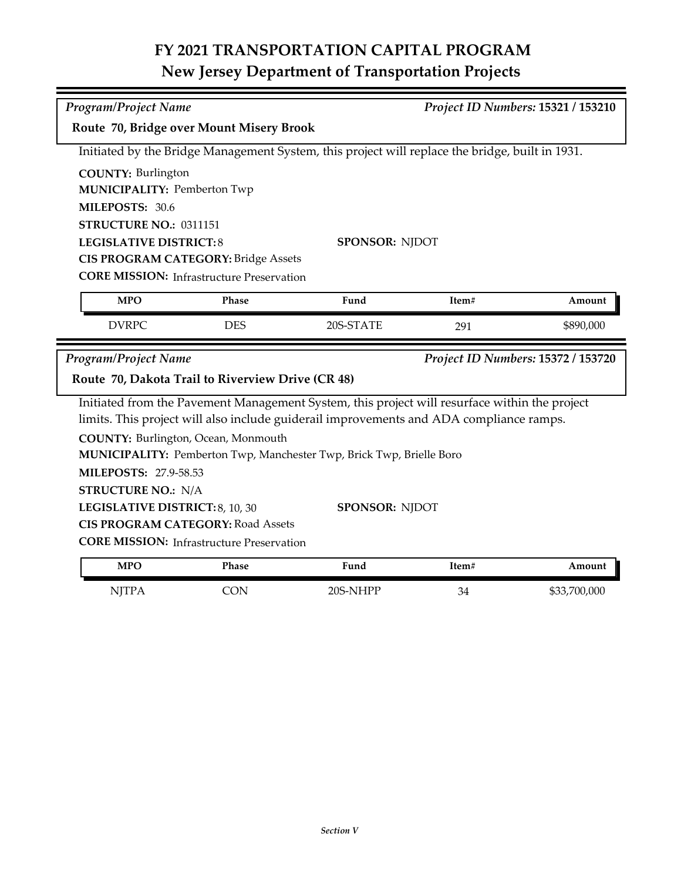# FY 2021 TRANSPORTATION CAPITAL PROGRAM
## New Jersey Department of Transportation Projects

*Program/Project Name* — *Project ID Numbers:* **15321 / 153210**

### Route 70, Bridge over Mount Misery Brook

Initiated by the Bridge Management System, this project will replace the bridge, built in 1931.

**COUNTY:** Burlington
**MUNICIPALITY:** Pemberton Twp
**MILEPOSTS:** 30.6
**STRUCTURE NO.:** 0311151
**LEGISLATIVE DISTRICT:** 8
**SPONSOR:** NJDOT
**CIS PROGRAM CATEGORY:** Bridge Assets
**CORE MISSION:** Infrastructure Preservation

| MPO | Phase | Fund | Item# | Amount |
|---|---|---|---|---|
| DVRPC | DES | 20S-STATE | 291 | $890,000 |

*Program/Project Name* — *Project ID Numbers:* **15372 / 153720**

### Route 70, Dakota Trail to Riverview Drive (CR 48)

Initiated from the Pavement Management System, this project will resurface within the project limits. This project will also include guiderail improvements and ADA compliance ramps.

**COUNTY:** Burlington, Ocean, Monmouth
**MUNICIPALITY:** Pemberton Twp, Manchester Twp, Brick Twp, Brielle Boro
**MILEPOSTS:** 27.9-58.53
**STRUCTURE NO.:** N/A
**LEGISLATIVE DISTRICT:** 8, 10, 30
**SPONSOR:** NJDOT
**CIS PROGRAM CATEGORY:** Road Assets
**CORE MISSION:** Infrastructure Preservation

| MPO | Phase | Fund | Item# | Amount |
|---|---|---|---|---|
| NJTPA | CON | 20S-NHPP | 34 | $33,700,000 |

*Section V*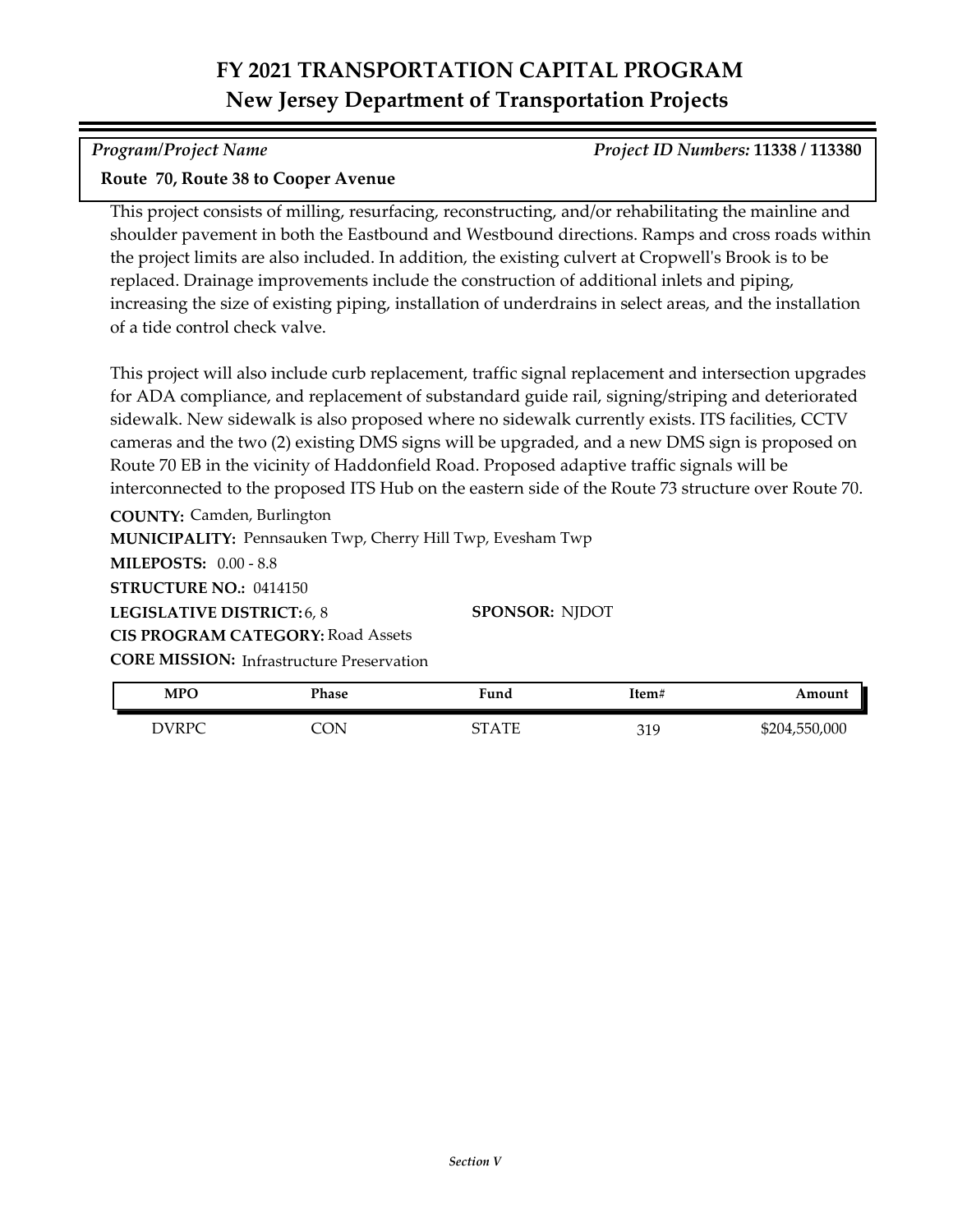# FY 2021 TRANSPORTATION CAPITAL PROGRAM
## New Jersey Department of Transportation Projects

*Program/Project Name* — *Project ID Numbers:* **11338 / 113380**

**Route 70, Route 38 to Cooper Avenue**

This project consists of milling, resurfacing, reconstructing, and/or rehabilitating the mainline and shoulder pavement in both the Eastbound and Westbound directions. Ramps and cross roads within the project limits are also included. In addition, the existing culvert at Cropwell's Brook is to be replaced. Drainage improvements include the construction of additional inlets and piping, increasing the size of existing piping, installation of underdrains in select areas, and the installation of a tide control check valve.

This project will also include curb replacement, traffic signal replacement and intersection upgrades for ADA compliance, and replacement of substandard guide rail, signing/striping and deteriorated sidewalk. New sidewalk is also proposed where no sidewalk currently exists. ITS facilities, CCTV cameras and the two (2) existing DMS signs will be upgraded, and a new DMS sign is proposed on Route 70 EB in the vicinity of Haddonfield Road. Proposed adaptive traffic signals will be interconnected to the proposed ITS Hub on the eastern side of the Route 73 structure over Route 70.

**COUNTY:** Camden, Burlington

**MUNICIPALITY:** Pennsauken Twp, Cherry Hill Twp, Evesham Twp

**MILEPOSTS:** 0.00 - 8.8

**STRUCTURE NO.:** 0414150

**LEGISLATIVE DISTRICT:** 6, 8

**SPONSOR:** NJDOT

**CIS PROGRAM CATEGORY:** Road Assets

**CORE MISSION:** Infrastructure Preservation

| MPO | Phase | Fund | Item# | Amount |
|---|---|---|---|---|
| DVRPC | CON | STATE | 319 | $204,550,000 |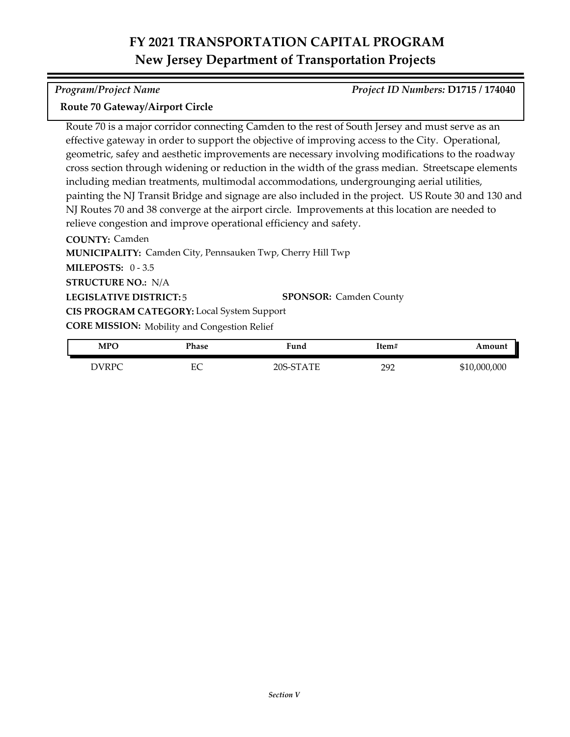# FY 2021 TRANSPORTATION CAPITAL PROGRAM
## New Jersey Department of Transportation Projects

*Program/Project Name* *Project ID Numbers:* **D1715 / 174040**

**Route 70 Gateway/Airport Circle**

Route 70 is a major corridor connecting Camden to the rest of South Jersey and must serve as an effective gateway in order to support the objective of improving access to the City. Operational, geometric, safey and aesthetic improvements are necessary involving modifications to the roadway cross section through widening or reduction in the width of the grass median. Streetscape elements including median treatments, multimodal accommodations, undergrounging aerial utilities, painting the NJ Transit Bridge and signage are also included in the project. US Route 30 and 130 and NJ Routes 70 and 38 converge at the airport circle. Improvements at this location are needed to relieve congestion and improve operational efficiency and safety.

**COUNTY:** Camden

**MUNICIPALITY:** Camden City, Pennsauken Twp, Cherry Hill Twp

**MILEPOSTS:** 0 - 3.5

**STRUCTURE NO.:** N/A

**LEGISLATIVE DISTRICT:** 5

**SPONSOR:** Camden County

**CIS PROGRAM CATEGORY:** Local System Support

**CORE MISSION:** Mobility and Congestion Relief

| MPO | Phase | Fund | Item# | Amount |
|---|---|---|---|---|
| DVRPC | EC | 20S-STATE | 292 | $10,000,000 |